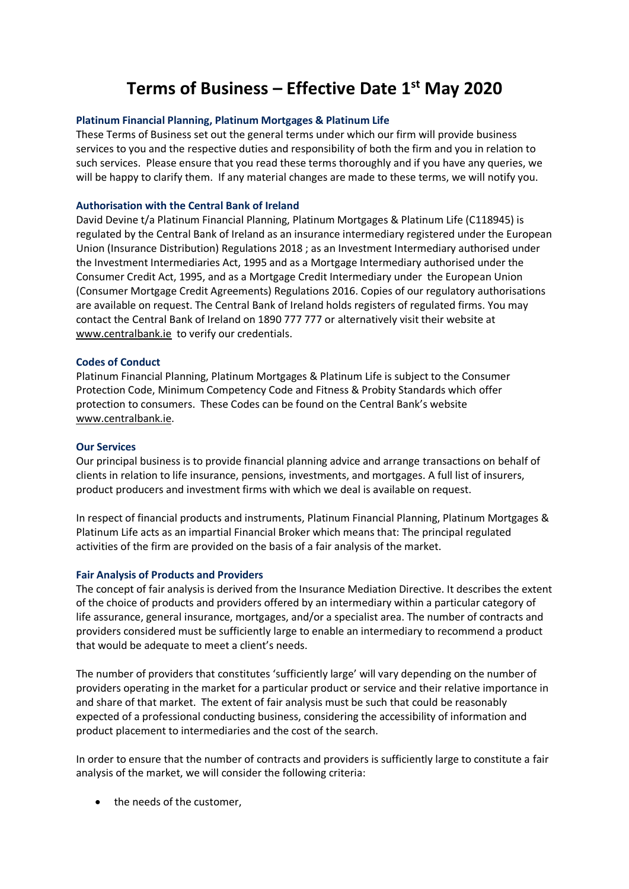# Terms of Business – Effective Date 1st May 2020

### Platinum Financial Planning, Platinum Mortgages & Platinum Life

These Terms of Business set out the general terms under which our firm will provide business services to you and the respective duties and responsibility of both the firm and you in relation to such services. Please ensure that you read these terms thoroughly and if you have any queries, we will be happy to clarify them. If any material changes are made to these terms, we will notify you.

### Authorisation with the Central Bank of Ireland

David Devine t/a Platinum Financial Planning, Platinum Mortgages & Platinum Life (C118945) is regulated by the Central Bank of Ireland as an insurance intermediary registered under the European Union (Insurance Distribution) Regulations 2018 ; as an Investment Intermediary authorised under the Investment Intermediaries Act, 1995 and as a Mortgage Intermediary authorised under the Consumer Credit Act, 1995, and as a Mortgage Credit Intermediary under the European Union (Consumer Mortgage Credit Agreements) Regulations 2016. Copies of our regulatory authorisations are available on request. The Central Bank of Ireland holds registers of regulated firms. You may contact the Central Bank of Ireland on 1890 777 777 or alternatively visit their website at www.centralbank.ie to verify our credentials.

### Codes of Conduct

Platinum Financial Planning, Platinum Mortgages & Platinum Life is subject to the Consumer Protection Code, Minimum Competency Code and Fitness & Probity Standards which offer protection to consumers. These Codes can be found on the Central Bank's website www.centralbank.ie.

### Our Services

Our principal business is to provide financial planning advice and arrange transactions on behalf of clients in relation to life insurance, pensions, investments, and mortgages. A full list of insurers, product producers and investment firms with which we deal is available on request.

In respect of financial products and instruments, Platinum Financial Planning, Platinum Mortgages & Platinum Life acts as an impartial Financial Broker which means that: The principal regulated activities of the firm are provided on the basis of a fair analysis of the market.

### Fair Analysis of Products and Providers

The concept of fair analysis is derived from the Insurance Mediation Directive. It describes the extent of the choice of products and providers offered by an intermediary within a particular category of life assurance, general insurance, mortgages, and/or a specialist area. The number of contracts and providers considered must be sufficiently large to enable an intermediary to recommend a product that would be adequate to meet a client's needs.

The number of providers that constitutes 'sufficiently large' will vary depending on the number of providers operating in the market for a particular product or service and their relative importance in and share of that market. The extent of fair analysis must be such that could be reasonably expected of a professional conducting business, considering the accessibility of information and product placement to intermediaries and the cost of the search.

In order to ensure that the number of contracts and providers is sufficiently large to constitute a fair analysis of the market, we will consider the following criteria:

- the needs of the customer,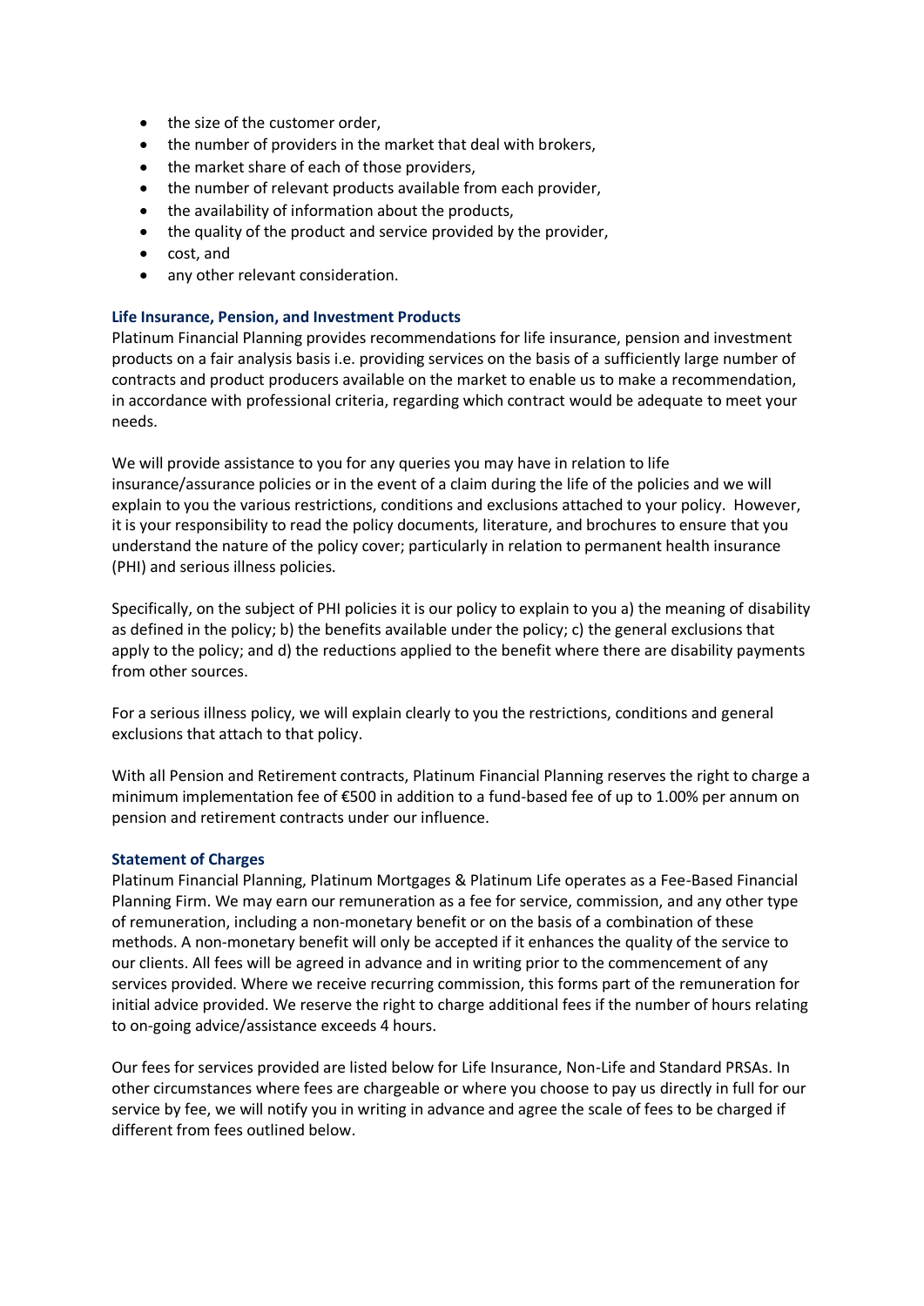- the size of the customer order,
- the number of providers in the market that deal with brokers,
- the market share of each of those providers,
- the number of relevant products available from each provider,
- the availability of information about the products,
- the quality of the product and service provided by the provider,
- cost, and
- any other relevant consideration.

### Life Insurance, Pension, and Investment Products

Platinum Financial Planning provides recommendations for life insurance, pension and investment products on a fair analysis basis i.e. providing services on the basis of a sufficiently large number of contracts and product producers available on the market to enable us to make a recommendation, in accordance with professional criteria, regarding which contract would be adequate to meet your needs.

We will provide assistance to you for any queries you may have in relation to life insurance/assurance policies or in the event of a claim during the life of the policies and we will explain to you the various restrictions, conditions and exclusions attached to your policy. However, it is your responsibility to read the policy documents, literature, and brochures to ensure that you understand the nature of the policy cover; particularly in relation to permanent health insurance (PHI) and serious illness policies.

Specifically, on the subject of PHI policies it is our policy to explain to you a) the meaning of disability as defined in the policy; b) the benefits available under the policy; c) the general exclusions that apply to the policy; and d) the reductions applied to the benefit where there are disability payments from other sources.

For a serious illness policy, we will explain clearly to you the restrictions, conditions and general exclusions that attach to that policy.

With all Pension and Retirement contracts, Platinum Financial Planning reserves the right to charge a minimum implementation fee of €500 in addition to a fund-based fee of up to 1.00% per annum on pension and retirement contracts under our influence.

### Statement of Charges

Platinum Financial Planning, Platinum Mortgages & Platinum Life operates as a Fee-Based Financial Planning Firm. We may earn our remuneration as a fee for service, commission, and any other type of remuneration, including a non-monetary benefit or on the basis of a combination of these methods. A non-monetary benefit will only be accepted if it enhances the quality of the service to our clients. All fees will be agreed in advance and in writing prior to the commencement of any services provided. Where we receive recurring commission, this forms part of the remuneration for initial advice provided. We reserve the right to charge additional fees if the number of hours relating to on-going advice/assistance exceeds 4 hours.

Our fees for services provided are listed below for Life Insurance, Non-Life and Standard PRSAs. In other circumstances where fees are chargeable or where you choose to pay us directly in full for our service by fee, we will notify you in writing in advance and agree the scale of fees to be charged if different from fees outlined below.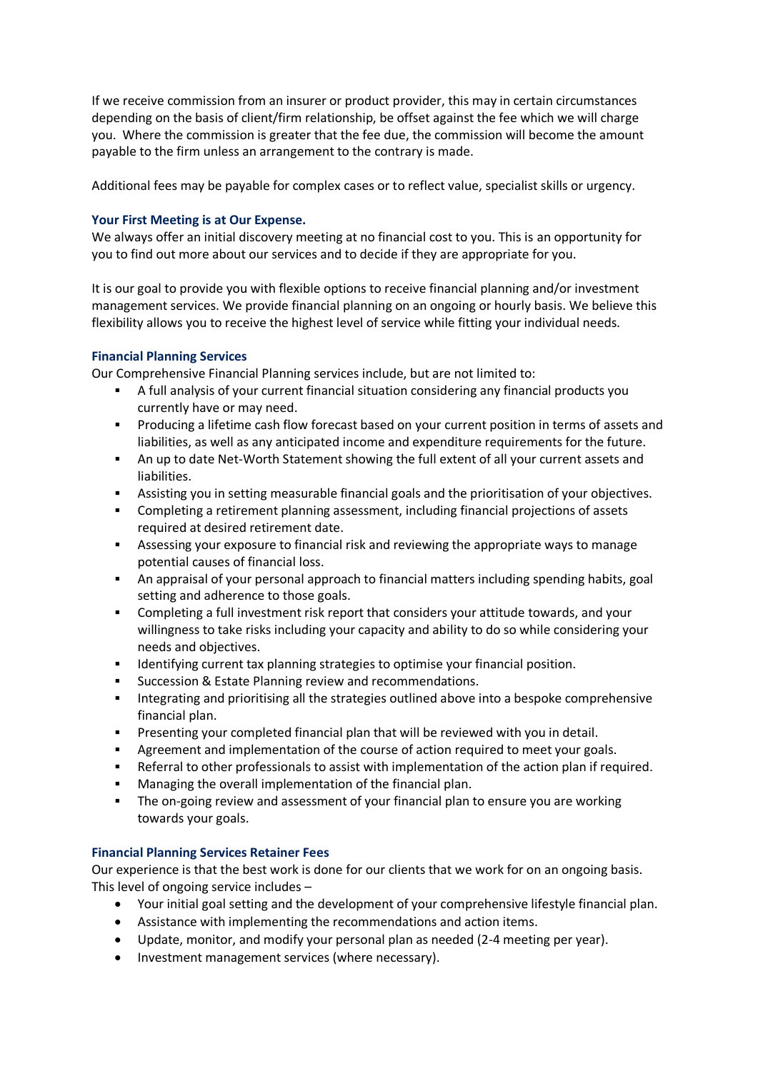If we receive commission from an insurer or product provider, this may in certain circumstances depending on the basis of client/firm relationship, be offset against the fee which we will charge you. Where the commission is greater that the fee due, the commission will become the amount payable to the firm unless an arrangement to the contrary is made.

Additional fees may be payable for complex cases or to reflect value, specialist skills or urgency.

### Your First Meeting is at Our Expense.

We always offer an initial discovery meeting at no financial cost to you. This is an opportunity for you to find out more about our services and to decide if they are appropriate for you.

It is our goal to provide you with flexible options to receive financial planning and/or investment management services. We provide financial planning on an ongoing or hourly basis. We believe this flexibility allows you to receive the highest level of service while fitting your individual needs.

### Financial Planning Services

Our Comprehensive Financial Planning services include, but are not limited to:

- A full analysis of your current financial situation considering any financial products you currently have or may need.
- Producing a lifetime cash flow forecast based on your current position in terms of assets and liabilities, as well as any anticipated income and expenditure requirements for the future.
- An up to date Net-Worth Statement showing the full extent of all your current assets and liabilities.
- Assisting you in setting measurable financial goals and the prioritisation of your objectives.
- Completing a retirement planning assessment, including financial projections of assets required at desired retirement date.
- Assessing your exposure to financial risk and reviewing the appropriate ways to manage potential causes of financial loss.
- An appraisal of your personal approach to financial matters including spending habits, goal setting and adherence to those goals.
- Completing a full investment risk report that considers your attitude towards, and your willingness to take risks including your capacity and ability to do so while considering your needs and objectives.
- Identifying current tax planning strategies to optimise your financial position.
- Succession & Estate Planning review and recommendations.
- Integrating and prioritising all the strategies outlined above into a bespoke comprehensive financial plan.
- Presenting your completed financial plan that will be reviewed with you in detail.
- Agreement and implementation of the course of action required to meet your goals.
- Referral to other professionals to assist with implementation of the action plan if required.
- Managing the overall implementation of the financial plan.
- The on-going review and assessment of your financial plan to ensure you are working towards your goals.

### Financial Planning Services Retainer Fees

Our experience is that the best work is done for our clients that we work for on an ongoing basis. This level of ongoing service includes –

- Your initial goal setting and the development of your comprehensive lifestyle financial plan.
- Assistance with implementing the recommendations and action items.
- Update, monitor, and modify your personal plan as needed (2-4 meeting per year).
- Investment management services (where necessary).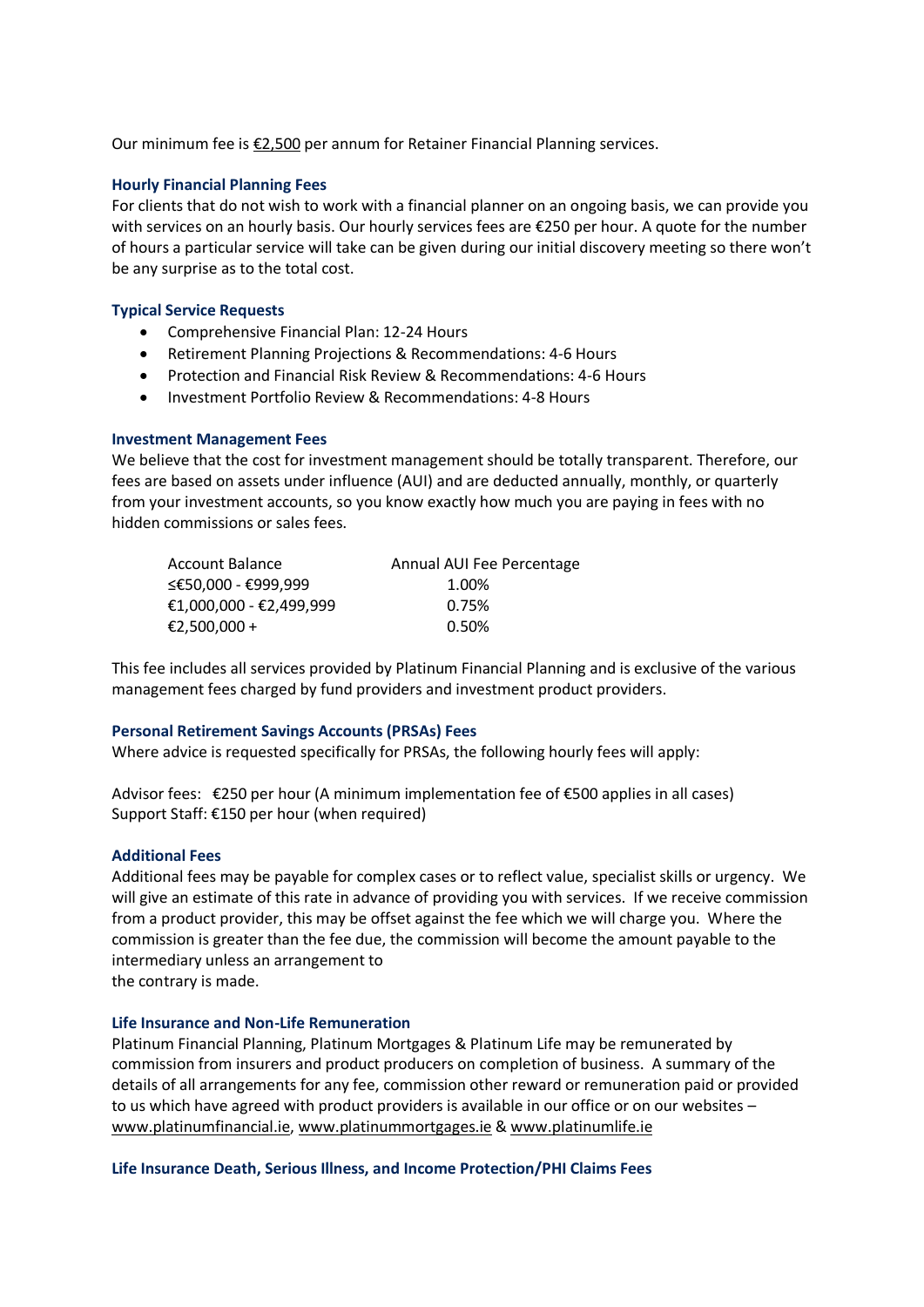Our minimum fee is €2,500 per annum for Retainer Financial Planning services.

### Hourly Financial Planning Fees

For clients that do not wish to work with a financial planner on an ongoing basis, we can provide you with services on an hourly basis. Our hourly services fees are €250 per hour. A quote for the number of hours a particular service will take can be given during our initial discovery meeting so there won't be any surprise as to the total cost.

### Typical Service Requests

- Comprehensive Financial Plan: 12-24 Hours
- Retirement Planning Projections & Recommendations: 4-6 Hours
- Protection and Financial Risk Review & Recommendations: 4-6 Hours
- Investment Portfolio Review & Recommendations: 4-8 Hours

### Investment Management Fees

We believe that the cost for investment management should be totally transparent. Therefore, our fees are based on assets under influence (AUI) and are deducted annually, monthly, or quarterly from your investment accounts, so you know exactly how much you are paying in fees with no hidden commissions or sales fees.

| Account Balance | Annual AUI Fee Percentage |
|---|---|
| ≤€50,000 - €999,999 | 1.00% |
| €1,000,000 - €2,499,999 | 0.75% |
| €2,500,000 + | 0.50% |

This fee includes all services provided by Platinum Financial Planning and is exclusive of the various management fees charged by fund providers and investment product providers.

### Personal Retirement Savings Accounts (PRSAs) Fees

Where advice is requested specifically for PRSAs, the following hourly fees will apply:

Advisor fees: €250 per hour (A minimum implementation fee of €500 applies in all cases)
Support Staff: €150 per hour (when required)

### Additional Fees

Additional fees may be payable for complex cases or to reflect value, specialist skills or urgency. We will give an estimate of this rate in advance of providing you with services. If we receive commission from a product provider, this may be offset against the fee which we will charge you. Where the commission is greater than the fee due, the commission will become the amount payable to the intermediary unless an arrangement to the contrary is made.

### Life Insurance and Non-Life Remuneration

Platinum Financial Planning, Platinum Mortgages & Platinum Life may be remunerated by commission from insurers and product producers on completion of business. A summary of the details of all arrangements for any fee, commission other reward or remuneration paid or provided to us which have agreed with product providers is available in our office or on our websites – www.platinumfinancial.ie, www.platinummortgages.ie & www.platinumlife.ie

### Life Insurance Death, Serious Illness, and Income Protection/PHI Claims Fees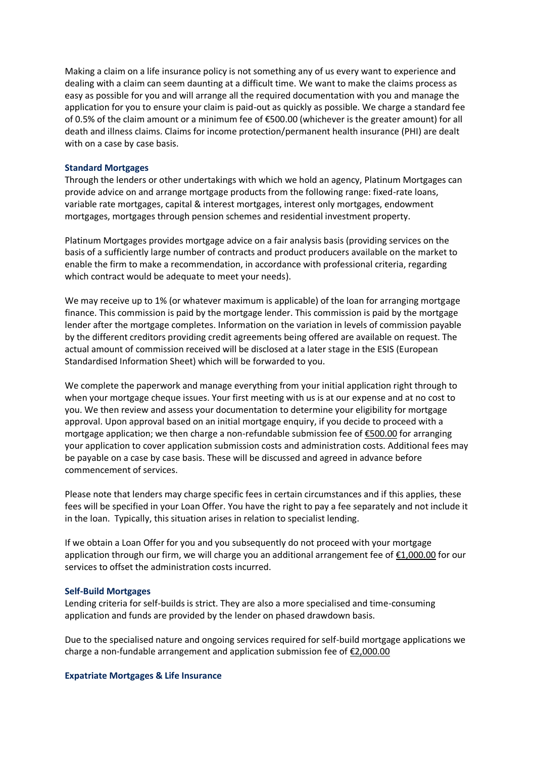Making a claim on a life insurance policy is not something any of us every want to experience and dealing with a claim can seem daunting at a difficult time. We want to make the claims process as easy as possible for you and will arrange all the required documentation with you and manage the application for you to ensure your claim is paid-out as quickly as possible. We charge a standard fee of 0.5% of the claim amount or a minimum fee of €500.00 (whichever is the greater amount) for all death and illness claims. Claims for income protection/permanent health insurance (PHI) are dealt with on a case by case basis.

### Standard Mortgages

Through the lenders or other undertakings with which we hold an agency, Platinum Mortgages can provide advice on and arrange mortgage products from the following range: fixed-rate loans, variable rate mortgages, capital & interest mortgages, interest only mortgages, endowment mortgages, mortgages through pension schemes and residential investment property.

Platinum Mortgages provides mortgage advice on a fair analysis basis (providing services on the basis of a sufficiently large number of contracts and product producers available on the market to enable the firm to make a recommendation, in accordance with professional criteria, regarding which contract would be adequate to meet your needs).

We may receive up to 1% (or whatever maximum is applicable) of the loan for arranging mortgage finance. This commission is paid by the mortgage lender. This commission is paid by the mortgage lender after the mortgage completes. Information on the variation in levels of commission payable by the different creditors providing credit agreements being offered are available on request. The actual amount of commission received will be disclosed at a later stage in the ESIS (European Standardised Information Sheet) which will be forwarded to you.

We complete the paperwork and manage everything from your initial application right through to when your mortgage cheque issues. Your first meeting with us is at our expense and at no cost to you. We then review and assess your documentation to determine your eligibility for mortgage approval. Upon approval based on an initial mortgage enquiry, if you decide to proceed with a mortgage application; we then charge a non-refundable submission fee of €500.00 for arranging your application to cover application submission costs and administration costs. Additional fees may be payable on a case by case basis. These will be discussed and agreed in advance before commencement of services.

Please note that lenders may charge specific fees in certain circumstances and if this applies, these fees will be specified in your Loan Offer. You have the right to pay a fee separately and not include it in the loan. Typically, this situation arises in relation to specialist lending.

If we obtain a Loan Offer for you and you subsequently do not proceed with your mortgage application through our firm, we will charge you an additional arrangement fee of €1,000.00 for our services to offset the administration costs incurred.

### Self-Build Mortgages

Lending criteria for self-builds is strict. They are also a more specialised and time-consuming application and funds are provided by the lender on phased drawdown basis.

Due to the specialised nature and ongoing services required for self-build mortgage applications we charge a non-fundable arrangement and application submission fee of €2,000.00

### Expatriate Mortgages & Life Insurance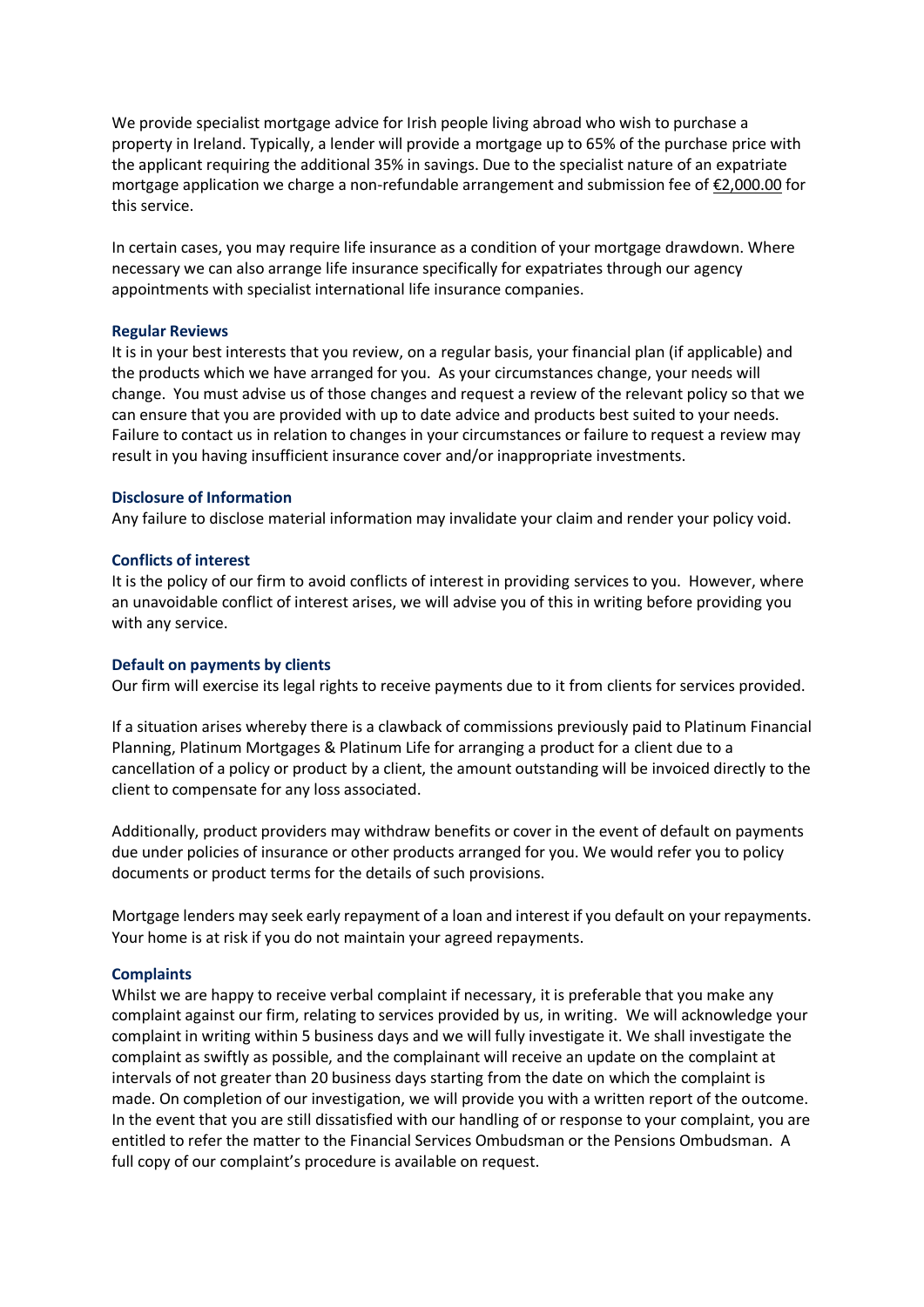We provide specialist mortgage advice for Irish people living abroad who wish to purchase a property in Ireland. Typically, a lender will provide a mortgage up to 65% of the purchase price with the applicant requiring the additional 35% in savings. Due to the specialist nature of an expatriate mortgage application we charge a non-refundable arrangement and submission fee of €2,000.00 for this service.

In certain cases, you may require life insurance as a condition of your mortgage drawdown. Where necessary we can also arrange life insurance specifically for expatriates through our agency appointments with specialist international life insurance companies.

### Regular Reviews

It is in your best interests that you review, on a regular basis, your financial plan (if applicable) and the products which we have arranged for you. As your circumstances change, your needs will change. You must advise us of those changes and request a review of the relevant policy so that we can ensure that you are provided with up to date advice and products best suited to your needs. Failure to contact us in relation to changes in your circumstances or failure to request a review may result in you having insufficient insurance cover and/or inappropriate investments.

### Disclosure of Information

Any failure to disclose material information may invalidate your claim and render your policy void.

### Conflicts of interest

It is the policy of our firm to avoid conflicts of interest in providing services to you. However, where an unavoidable conflict of interest arises, we will advise you of this in writing before providing you with any service.

### Default on payments by clients

Our firm will exercise its legal rights to receive payments due to it from clients for services provided.

If a situation arises whereby there is a clawback of commissions previously paid to Platinum Financial Planning, Platinum Mortgages & Platinum Life for arranging a product for a client due to a cancellation of a policy or product by a client, the amount outstanding will be invoiced directly to the client to compensate for any loss associated.

Additionally, product providers may withdraw benefits or cover in the event of default on payments due under policies of insurance or other products arranged for you. We would refer you to policy documents or product terms for the details of such provisions.

Mortgage lenders may seek early repayment of a loan and interest if you default on your repayments. Your home is at risk if you do not maintain your agreed repayments.

### Complaints

Whilst we are happy to receive verbal complaint if necessary, it is preferable that you make any complaint against our firm, relating to services provided by us, in writing. We will acknowledge your complaint in writing within 5 business days and we will fully investigate it. We shall investigate the complaint as swiftly as possible, and the complainant will receive an update on the complaint at intervals of not greater than 20 business days starting from the date on which the complaint is made. On completion of our investigation, we will provide you with a written report of the outcome. In the event that you are still dissatisfied with our handling of or response to your complaint, you are entitled to refer the matter to the Financial Services Ombudsman or the Pensions Ombudsman. A full copy of our complaint's procedure is available on request.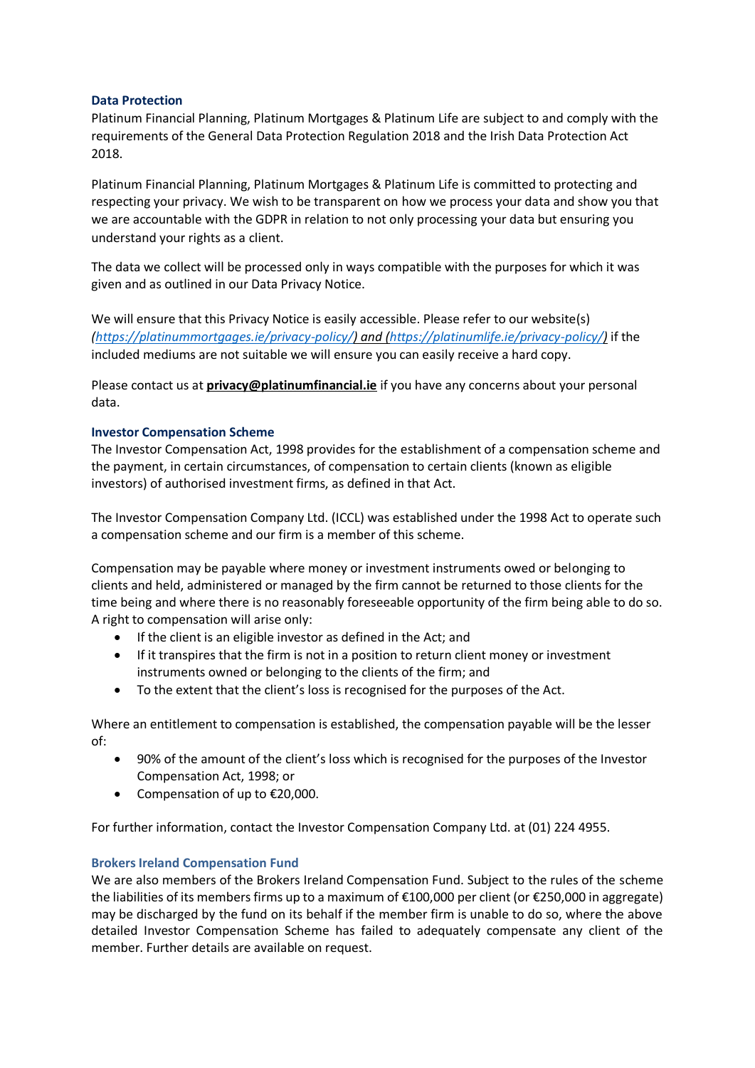## Data Protection

Platinum Financial Planning, Platinum Mortgages & Platinum Life are subject to and comply with the requirements of the General Data Protection Regulation 2018 and the Irish Data Protection Act 2018.

Platinum Financial Planning, Platinum Mortgages & Platinum Life is committed to protecting and respecting your privacy. We wish to be transparent on how we process your data and show you that we are accountable with the GDPR in relation to not only processing your data but ensuring you understand your rights as a client.

The data we collect will be processed only in ways compatible with the purposes for which it was given and as outlined in our Data Privacy Notice.

We will ensure that this Privacy Notice is easily accessible. Please refer to our website(s) *(https://platinummortgages.ie/privacy-policy/) and (https://platinumlife.ie/privacy-policy/)* if the included mediums are not suitable we will ensure you can easily receive a hard copy.

Please contact us at **privacy@platinumfinancial.ie** if you have any concerns about your personal data.

## Investor Compensation Scheme

The Investor Compensation Act, 1998 provides for the establishment of a compensation scheme and the payment, in certain circumstances, of compensation to certain clients (known as eligible investors) of authorised investment firms, as defined in that Act.

The Investor Compensation Company Ltd. (ICCL) was established under the 1998 Act to operate such a compensation scheme and our firm is a member of this scheme.

Compensation may be payable where money or investment instruments owed or belonging to clients and held, administered or managed by the firm cannot be returned to those clients for the time being and where there is no reasonably foreseeable opportunity of the firm being able to do so. A right to compensation will arise only:

- If the client is an eligible investor as defined in the Act; and
- If it transpires that the firm is not in a position to return client money or investment instruments owned or belonging to the clients of the firm; and
- To the extent that the client's loss is recognised for the purposes of the Act.

Where an entitlement to compensation is established, the compensation payable will be the lesser of:

- 90% of the amount of the client's loss which is recognised for the purposes of the Investor Compensation Act, 1998; or
- Compensation of up to €20,000.

For further information, contact the Investor Compensation Company Ltd. at (01) 224 4955.

## Brokers Ireland Compensation Fund

We are also members of the Brokers Ireland Compensation Fund. Subject to the rules of the scheme the liabilities of its members firms up to a maximum of €100,000 per client (or €250,000 in aggregate) may be discharged by the fund on its behalf if the member firm is unable to do so, where the above detailed Investor Compensation Scheme has failed to adequately compensate any client of the member. Further details are available on request.